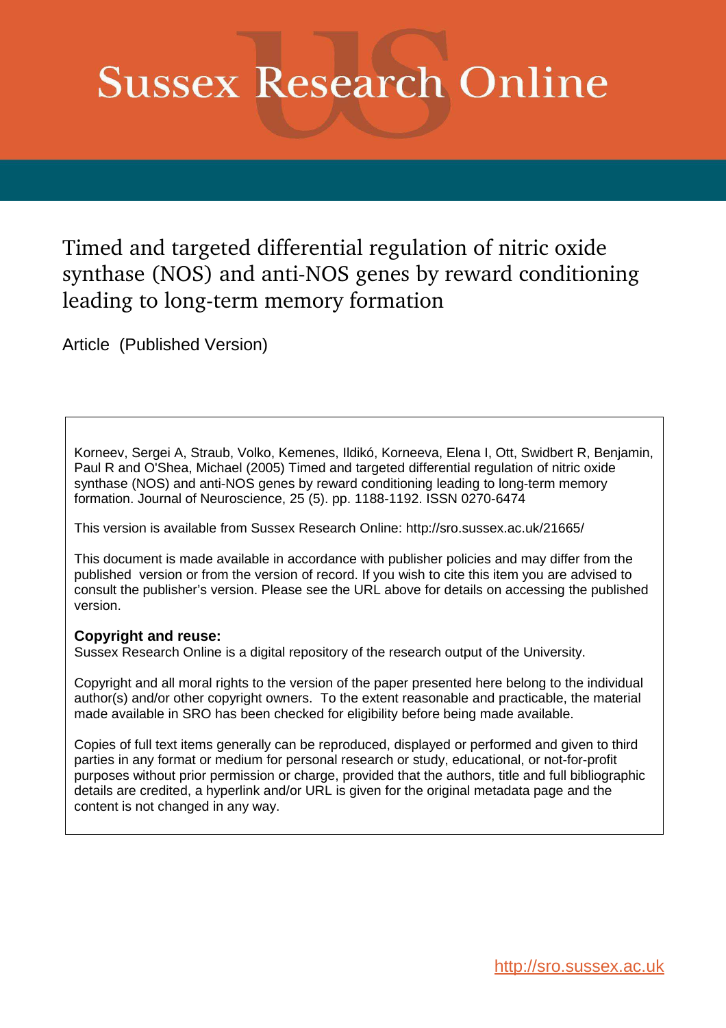# Sussex Research Online

## Timed and targeted differential regulation of nitric oxide synthase (NOS) and anti-NOS genes by reward conditioning leading to long-term memory formation

Article (Published Version)

Korneev, Sergei A, Straub, Volko, Kemenes, Ildikó, Korneeva, Elena I, Ott, Swidbert R, Benjamin, Paul R and O'Shea, Michael (2005) Timed and targeted differential regulation of nitric oxide synthase (NOS) and anti-NOS genes by reward conditioning leading to long-term memory formation. Journal of Neuroscience, 25 (5). pp. 1188-1192. ISSN 0270-6474

This version is available from Sussex Research Online: http://sro.sussex.ac.uk/21665/

This document is made available in accordance with publisher policies and may differ from the published version or from the version of record. If you wish to cite this item you are advised to consult the publisher's version. Please see the URL above for details on accessing the published version.

**Copyright and reuse:**
Sussex Research Online is a digital repository of the research output of the University.

Copyright and all moral rights to the version of the paper presented here belong to the individual author(s) and/or other copyright owners. To the extent reasonable and practicable, the material made available in SRO has been checked for eligibility before being made available.

Copies of full text items generally can be reproduced, displayed or performed and given to third parties in any format or medium for personal research or study, educational, or not-for-profit purposes without prior permission or charge, provided that the authors, title and full bibliographic details are credited, a hyperlink and/or URL is given for the original metadata page and the content is not changed in any way.

http://sro.sussex.ac.uk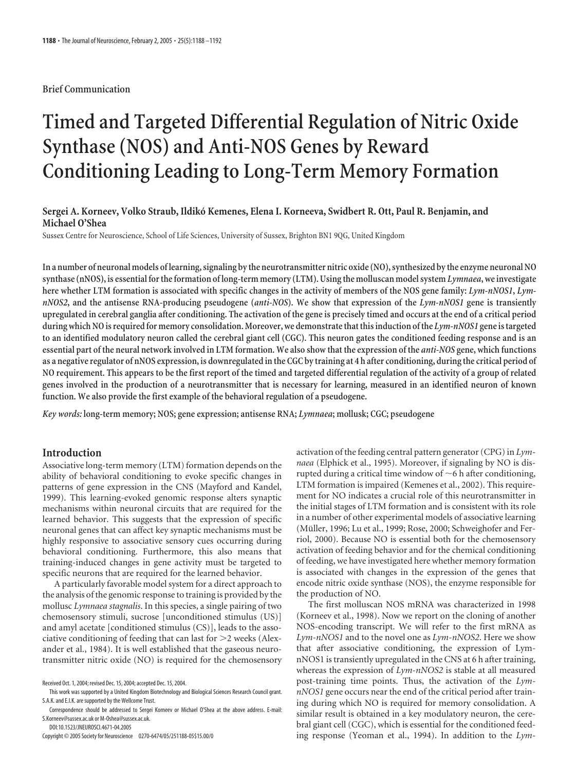Brief Communication

# Timed and Targeted Differential Regulation of Nitric Oxide Synthase (NOS) and Anti-NOS Genes by Reward Conditioning Leading to Long-Term Memory Formation

**Sergei A. Korneev, Volko Straub, Ildikó Kemenes, Elena I. Korneeva, Swidbert R. Ott, Paul R. Benjamin, and Michael O'Shea**

Sussex Centre for Neuroscience, School of Life Sciences, University of Sussex, Brighton BN1 9QG, United Kingdom

**In a number of neuronal models of learning, signaling by the neurotransmitter nitric oxide (NO), synthesized by the enzyme neuronal NO synthase (nNOS), is essential for the formation of long-term memory (LTM). Using the molluscan model system *Lymnaea*, we investigate here whether LTM formation is associated with specific changes in the activity of members of the NOS gene family: *Lym-nNOS1*, *Lym-nNOS2*, and the antisense RNA-producing pseudogene (*anti-NOS*). We show that expression of the *Lym-nNOS1* gene is transiently upregulated in cerebral ganglia after conditioning. The activation of the gene is precisely timed and occurs at the end of a critical period during which NO is required for memory consolidation. Moreover, we demonstrate that this induction of the *Lym-nNOS1* gene is targeted to an identified modulatory neuron called the cerebral giant cell (CGC). This neuron gates the conditioned feeding response and is an essential part of the neural network involved in LTM formation. We also show that the expression of the *anti-NOS* gene, which functions as a negative regulator of nNOS expression, is downregulated in the CGC by training at 4 h after conditioning, during the critical period of NO requirement. This appears to be the first report of the timed and targeted differential regulation of the activity of a group of related genes involved in the production of a neurotransmitter that is necessary for learning, measured in an identified neuron of known function. We also provide the first example of the behavioral regulation of a pseudogene.**

*Key words:* **long-term memory; NOS; gene expression; antisense RNA; *Lymnaea*; mollusk; CGC; pseudogene**

## Introduction

Associative long-term memory (LTM) formation depends on the ability of behavioral conditioning to evoke specific changes in patterns of gene expression in the CNS (Mayford and Kandel, 1999). This learning-evoked genomic response alters synaptic mechanisms within neuronal circuits that are required for the learned behavior. This suggests that the expression of specific neuronal genes that can affect key synaptic mechanisms must be highly responsive to associative sensory cues occurring during behavioral conditioning. Furthermore, this also means that training-induced changes in gene activity must be targeted to specific neurons that are required for the learned behavior.

A particularly favorable model system for a direct approach to the analysis of the genomic response to training is provided by the mollusc *Lymnaea stagnalis*. In this species, a single pairing of two chemosensory stimuli, sucrose [unconditioned stimulus (US)] and amyl acetate [conditioned stimulus (CS)], leads to the associative conditioning of feeding that can last for >2 weeks (Alexander et al., 1984). It is well established that the gaseous neurotransmitter nitric oxide (NO) is required for the chemosensory activation of the feeding central pattern generator (CPG) in *Lymnaea* (Elphick et al., 1995). Moreover, if signaling by NO is disrupted during a critical time window of ~6 h after conditioning, LTM formation is impaired (Kemenes et al., 2002). This requirement for NO indicates a crucial role of this neurotransmitter in the initial stages of LTM formation and is consistent with its role in a number of other experimental models of associative learning (Müller, 1996; Lu et al., 1999; Rose, 2000; Schweighofer and Ferriol, 2000). Because NO is essential both for the chemosensory activation of feeding behavior and for the chemical conditioning of feeding, we have investigated here whether memory formation is associated with changes in the expression of the genes that encode nitric oxide synthase (NOS), the enzyme responsible for the production of NO.

The first molluscan NOS mRNA was characterized in 1998 (Korneev et al., 1998). Now we report on the cloning of another NOS-encoding transcript. We will refer to the first mRNA as *Lym-nNOS1* and to the novel one as *Lym-nNOS2*. Here we show that after associative conditioning, the expression of LymnNOS1 is transiently upregulated in the CNS at 6 h after training, whereas the expression of *Lym-nNOS2* is stable at all measured post-training time points. Thus, the activation of the *Lym-nNOS1* gene occurs near the end of the critical period after training during which NO is required for memory consolidation. A similar result is obtained in a key modulatory neuron, the cerebral giant cell (CGC), which is essential for the conditioned feeding response (Yeoman et al., 1994). In addition to the *Lym-*

Received Oct. 1, 2004; revised Dec. 15, 2004; accepted Dec. 15, 2004.

This work was supported by a United Kingdom Biotechnology and Biological Sciences Research Council grant. S.A.K. and E.I.K. are supported by the Wellcome Trust.

Correspondence should be addressed to Sergei Korneev or Michael O'Shea at the above address. E-mail: S.Korneev@sussex.ac.uk or M-Oshea@sussex.ac.uk.

DOI:10.1523/JNEUROSCI.4671-04.2005

Copyright © 2005 Society for Neuroscience 0270-6474/05/251188-05$15.00/0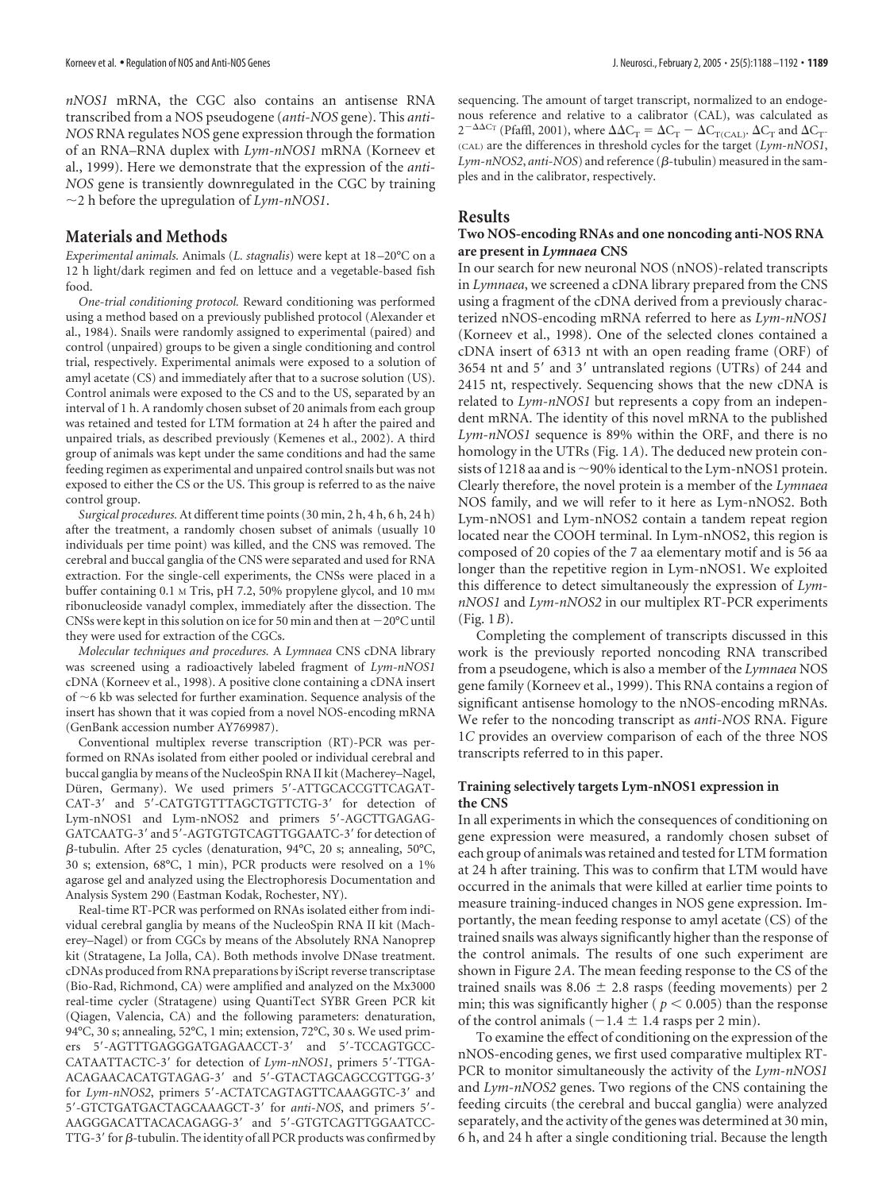*nNOS1* mRNA, the CGC also contains an antisense RNA transcribed from a NOS pseudogene (*anti-NOS* gene). This *anti-NOS* RNA regulates NOS gene expression through the formation of an RNA–RNA duplex with *Lym-nNOS1* mRNA (Korneev et al., 1999). Here we demonstrate that the expression of the *anti-NOS* gene is transiently downregulated in the CGC by training ~2 h before the upregulation of *Lym-nNOS1*.

## Materials and Methods

*Experimental animals.* Animals (*L. stagnalis*) were kept at 18–20°C on a 12 h light/dark regimen and fed on lettuce and a vegetable-based fish food.

*One-trial conditioning protocol.* Reward conditioning was performed using a method based on a previously published protocol (Alexander et al., 1984). Snails were randomly assigned to experimental (paired) and control (unpaired) groups to be given a single conditioning and control trial, respectively. Experimental animals were exposed to a solution of amyl acetate (CS) and immediately after that to a sucrose solution (US). Control animals were exposed to the CS and to the US, separated by an interval of 1 h. A randomly chosen subset of 20 animals from each group was retained and tested for LTM formation at 24 h after the paired and unpaired trials, as described previously (Kemenes et al., 2002). A third group of animals was kept under the same conditions and had the same feeding regimen as experimental and unpaired control snails but was not exposed to either the CS or the US. This group is referred to as the naive control group.

*Surgical procedures.* At different time points (30 min, 2 h, 4 h, 6 h, 24 h) after the treatment, a randomly chosen subset of animals (usually 10 individuals per time point) was killed, and the CNS was removed. The cerebral and buccal ganglia of the CNS were separated and used for RNA extraction. For the single-cell experiments, the CNSs were placed in a buffer containing 0.1 M Tris, pH 7.2, 50% propylene glycol, and 10 mM ribonucleoside vanadyl complex, immediately after the dissection. The CNSs were kept in this solution on ice for 50 min and then at −20°C until they were used for extraction of the CGCs.

*Molecular techniques and procedures.* A *Lymnaea* CNS cDNA library was screened using a radioactively labeled fragment of *Lym-nNOS1* cDNA (Korneev et al., 1998). A positive clone containing a cDNA insert of ~6 kb was selected for further examination. Sequence analysis of the insert has shown that it was copied from a novel NOS-encoding mRNA (GenBank accession number AY769987).

Conventional multiplex reverse transcription (RT)-PCR was performed on RNAs isolated from either pooled or individual cerebral and buccal ganglia by means of the NucleoSpin RNA II kit (Macherey–Nagel, Düren, Germany). We used primers 5′-ATTGCACCGTTCAGATCAT-3′ and 5′-CATGTGTTTAGCTGTTCTG-3′ for detection of Lym-nNOS1 and Lym-nNOS2 and primers 5′-AGCTTGAGAGGATCAATG-3′ and 5′-AGTGTGTCAGTTGGAATC-3′ for detection of β-tubulin. After 25 cycles (denaturation, 94°C, 20 s; annealing, 50°C, 30 s; extension, 68°C, 1 min), PCR products were resolved on a 1% agarose gel and analyzed using the Electrophoresis Documentation and Analysis System 290 (Eastman Kodak, Rochester, NY).

Real-time RT-PCR was performed on RNAs isolated either from individual cerebral ganglia by means of the NucleoSpin RNA II kit (Macherey–Nagel) or from CGCs by means of the Absolutely RNA Nanoprep kit (Stratagene, La Jolla, CA). Both methods involve DNase treatment. cDNAs produced from RNA preparations by iScript reverse transcriptase (Bio-Rad, Richmond, CA) were amplified and analyzed on the Mx3000 real-time cycler (Stratagene) using QuantiTect SYBR Green PCR kit (Qiagen, Valencia, CA) and the following parameters: denaturation, 94°C, 30 s; annealing, 52°C, 1 min; extension, 72°C, 30 s. We used primers 5′-AGTTTGAGGGATGAGAACCT-3′ and 5′-TCCAGTGCCCATAATTACTC-3′ for detection of *Lym-nNOS1*, primers 5′-TTGAACAGAACACATGTAGAG-3′ and 5′-GTACTAGCAGCCGTTGG-3′ for *Lym-nNOS2*, primers 5′-ACTATCAGTAGTTCAAAGGTC-3′ and 5′-GTCTGATGACTAGCAAAGCT-3′ for *anti-NOS*, and primers 5′-AAGGGACATTACACAGAGG-3′ and 5′-GTGTCAGTTGGAATCCTTG-3′ for β-tubulin. The identity of all PCR products was confirmed by sequencing. The amount of target transcript, normalized to an endogenous reference and relative to a calibrator (CAL), was calculated as $2^{-\Delta\Delta C_T}$ (Pfaffl, 2001), where $\Delta\Delta C_T = \Delta C_T - \Delta C_{T(CAL)}$. $\Delta C_T$ and $\Delta C_{T(CAL)}$ are the differences in threshold cycles for the target (*Lym-nNOS1*, *Lym-nNOS2*, *anti-NOS*) and reference (β-tubulin) measured in the samples and in the calibrator, respectively.

## Results

### Two NOS-encoding RNAs and one noncoding anti-NOS RNA are present in *Lymnaea* CNS

In our search for new neuronal NOS (nNOS)-related transcripts in *Lymnaea*, we screened a cDNA library prepared from the CNS using a fragment of the cDNA derived from a previously characterized nNOS-encoding mRNA referred to here as *Lym-nNOS1* (Korneev et al., 1998). One of the selected clones contained a cDNA insert of 6313 nt with an open reading frame (ORF) of 3654 nt and 5′ and 3′ untranslated regions (UTRs) of 244 and 2415 nt, respectively. Sequencing shows that the new cDNA is related to *Lym-nNOS1* but represents a copy from an independent mRNA. The identity of this novel mRNA to the published *Lym-nNOS1* sequence is 89% within the ORF, and there is no homology in the UTRs (Fig. 1*A*). The deduced new protein consists of 1218 aa and is ~90% identical to the Lym-nNOS1 protein. Clearly therefore, the novel protein is a member of the *Lymnaea* NOS family, and we will refer to it here as Lym-nNOS2. Both Lym-nNOS1 and Lym-nNOS2 contain a tandem repeat region located near the COOH terminal. In Lym-nNOS2, this region is composed of 20 copies of the 7 aa elementary motif and is 56 aa longer than the repetitive region in Lym-nNOS1. We exploited this difference to detect simultaneously the expression of *Lym-nNOS1* and *Lym-nNOS2* in our multiplex RT-PCR experiments (Fig. 1*B*).

Completing the complement of transcripts discussed in this work is the previously reported noncoding RNA transcribed from a pseudogene, which is also a member of the *Lymnaea* NOS gene family (Korneev et al., 1999). This RNA contains a region of significant antisense homology to the nNOS-encoding mRNAs. We refer to the noncoding transcript as *anti-NOS* RNA. Figure 1*C* provides an overview comparison of each of the three NOS transcripts referred to in this paper.

### Training selectively targets Lym-nNOS1 expression in the CNS

In all experiments in which the consequences of conditioning on gene expression were measured, a randomly chosen subset of each group of animals was retained and tested for LTM formation at 24 h after training. This was to confirm that LTM would have occurred in the animals that were killed at earlier time points to measure training-induced changes in NOS gene expression. Importantly, the mean feeding response to amyl acetate (CS) of the trained snails was always significantly higher than the response of the control animals. The results of one such experiment are shown in Figure 2*A*. The mean feeding response to the CS of the trained snails was 8.06 ± 2.8 rasps (feeding movements) per 2 min; this was significantly higher ($p < 0.005$) than the response of the control animals (−1.4 ± 1.4 rasps per 2 min).

To examine the effect of conditioning on the expression of the nNOS-encoding genes, we first used comparative multiplex RT-PCR to monitor simultaneously the activity of the *Lym-nNOS1* and *Lym-nNOS2* genes. Two regions of the CNS containing the feeding circuits (the cerebral and buccal ganglia) were analyzed separately, and the activity of the genes was determined at 30 min, 6 h, and 24 h after a single conditioning trial. Because the length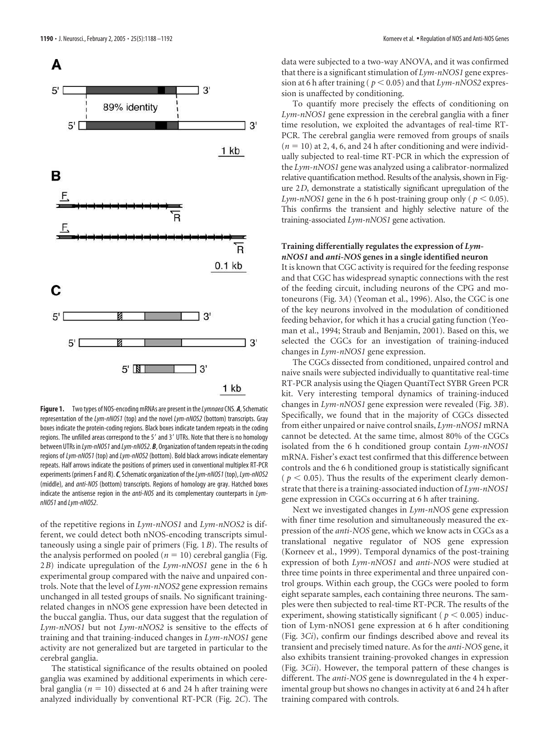**Figure 1.** Two types of NOS-encoding mRNAs are present in the *Lymnaea* CNS. ***A***, Schematic representation of the *Lym-nNOS1* (top) and the novel *Lym-nNOS2* (bottom) transcripts. Gray boxes indicate the protein-coding regions. Black boxes indicate tandem repeats in the coding regions. The unfilled areas correspond to the 5′ and 3′ UTRs. Note that there is no homology between UTRs in *Lym-nNOS1* and *Lym-nNOS2*. ***B***, Organization of tandem repeats in the coding regions of *Lym-nNOS1* (top) and *Lym-nNOS2* (bottom). Bold black arrows indicate elementary repeats. Half arrows indicate the positions of primers used in conventional multiplex RT-PCR experiments (primers F and R). ***C***, Schematic organization of the *Lym-nNOS1* (top), *Lym-nNOS2* (middle), and *anti-NOS* (bottom) transcripts. Regions of homology are gray. Hatched boxes indicate the antisense region in the *anti-NOS* and its complementary counterparts in *Lym-nNOS1* and *Lym-nNOS2*.

of the repetitive regions in *Lym-nNOS1* and *Lym-nNOS2* is different, we could detect both nNOS-encoding transcripts simultaneously using a single pair of primers (Fig. 1*B*). The results of the analysis performed on pooled ($n = 10$) cerebral ganglia (Fig. 2*B*) indicate upregulation of the *Lym-nNOS1* gene in the 6 h experimental group compared with the naive and unpaired controls. Note that the level of *Lym-nNOS2* gene expression remains unchanged in all tested groups of snails. No significant training-related changes in nNOS gene expression have been detected in the buccal ganglia. Thus, our data suggest that the regulation of *Lym-nNOS1* but not *Lym-nNOS2* is sensitive to the effects of training and that training-induced changes in *Lym-nNOS1* gene activity are not generalized but are targeted in particular to the cerebral ganglia.

The statistical significance of the results obtained on pooled ganglia was examined by additional experiments in which cerebral ganglia ($n = 10$) dissected at 6 and 24 h after training were analyzed individually by conventional RT-PCR (Fig. 2*C*). The data were subjected to a two-way ANOVA, and it was confirmed that there is a significant stimulation of *Lym-nNOS1* gene expression at 6 h after training ($p < 0.05$) and that *Lym-nNOS2* expression is unaffected by conditioning.

To quantify more precisely the effects of conditioning on *Lym-nNOS1* gene expression in the cerebral ganglia with a finer time resolution, we exploited the advantages of real-time RT-PCR. The cerebral ganglia were removed from groups of snails ($n = 10$) at 2, 4, 6, and 24 h after conditioning and were individually subjected to real-time RT-PCR in which the expression of the *Lym-nNOS1* gene was analyzed using a calibrator-normalized relative quantification method. Results of the analysis, shown in Figure 2*D*, demonstrate a statistically significant upregulation of the *Lym-nNOS1* gene in the 6 h post-training group only ($p < 0.05$). This confirms the transient and highly selective nature of the training-associated *Lym-nNOS1* gene activation.

### Training differentially regulates the expression of *Lym-nNOS1* and *anti-NOS* genes in a single identified neuron

It is known that CGC activity is required for the feeding response and that CGC has widespread synaptic connections with the rest of the feeding circuit, including neurons of the CPG and motoneurons (Fig. 3*A*) (Yeoman et al., 1996). Also, the CGC is one of the key neurons involved in the modulation of conditioned feeding behavior, for which it has a crucial gating function (Yeoman et al., 1994; Straub and Benjamin, 2001). Based on this, we selected the CGCs for an investigation of training-induced changes in *Lym-nNOS1* gene expression.

The CGCs dissected from conditioned, unpaired control and naive snails were subjected individually to quantitative real-time RT-PCR analysis using the Qiagen QuantiTect SYBR Green PCR kit. Very interesting temporal dynamics of training-induced changes in *Lym-nNOS1* gene expression were revealed (Fig. 3*B*). Specifically, we found that in the majority of CGCs dissected from either unpaired or naive control snails, *Lym-nNOS1* mRNA cannot be detected. At the same time, almost 80% of the CGCs isolated from the 6 h conditioned group contain *Lym-nNOS1* mRNA. Fisher's exact test confirmed that this difference between controls and the 6 h conditioned group is statistically significant ($p < 0.05$). Thus the results of the experiment clearly demonstrate that there is a training-associated induction of *Lym-nNOS1* gene expression in CGCs occurring at 6 h after training.

Next we investigated changes in *Lym-nNOS* gene expression with finer time resolution and simultaneously measured the expression of the *anti-NOS* gene, which we know acts in CGCs as a translational negative regulator of NOS gene expression (Korneev et al., 1999). Temporal dynamics of the post-training expression of both *Lym-nNOS1* and *anti-NOS* were studied at three time points in three experimental and three unpaired control groups. Within each group, the CGCs were pooled to form eight separate samples, each containing three neurons. The samples were then subjected to real-time RT-PCR. The results of the experiment, showing statistically significant ($p < 0.005$) induction of Lym-nNOS1 gene expression at 6 h after conditioning (Fig. 3*Ci*), confirm our findings described above and reveal its transient and precisely timed nature. As for the *anti-NOS* gene, it also exhibits transient training-provoked changes in expression (Fig. 3*Cii*). However, the temporal pattern of these changes is different. The *anti-NOS* gene is downregulated in the 4 h experimental group but shows no changes in activity at 6 and 24 h after training compared with controls.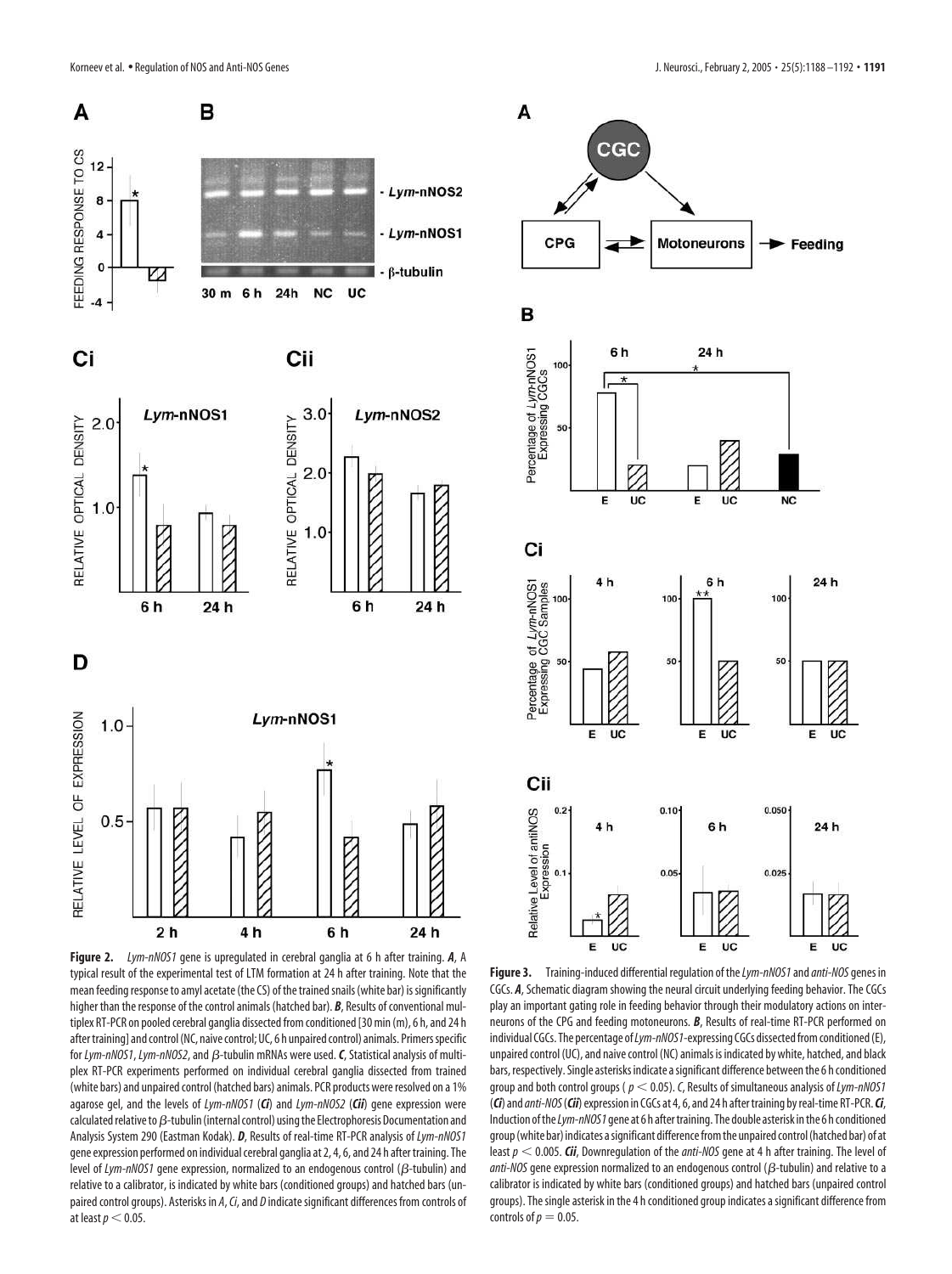**Figure 2.** *Lym-nNOS1* gene is upregulated in cerebral ganglia at 6 h after training. ***A***, A typical result of the experimental test of LTM formation at 24 h after training. Note that the mean feeding response to amyl acetate (the CS) of the trained snails (white bar) is significantly higher than the response of the control animals (hatched bar). ***B***, Results of conventional multiplex RT-PCR on pooled cerebral ganglia dissected from conditioned [30 min (m), 6 h, and 24 h after training] and control (NC, naive control; UC, 6 h unpaired control) animals. Primers specific for *Lym-nNOS1*, *Lym-nNOS2*, and β-tubulin mRNAs were used. ***C***, Statistical analysis of multiplex RT-PCR experiments performed on individual cerebral ganglia dissected from trained (white bars) and unpaired control (hatched bars) animals. PCR products were resolved on a 1% agarose gel, and the levels of *Lym-nNOS1* (***Ci***) and *Lym-nNOS2* (***Cii***) gene expression were calculated relative to β-tubulin (internal control) using the Electrophoresis Documentation and Analysis System 290 (Eastman Kodak). ***D***, Results of real-time RT-PCR analysis of *Lym-nNOS1* gene expression performed on individual cerebral ganglia at 2, 4, 6, and 24 h after training. The level of *Lym-nNOS1* gene expression, normalized to an endogenous control (β-tubulin) and relative to a calibrator, is indicated by white bars (conditioned groups) and hatched bars (unpaired control groups). Asterisks in *A*, *Ci*, and *D* indicate significant differences from controls of at least $p < 0.05$.

**Figure 3.** Training-induced differential regulation of the *Lym-nNOS1* and *anti-NOS* genes in CGCs. ***A***, Schematic diagram showing the neural circuit underlying feeding behavior. The CGCs play an important gating role in feeding behavior through their modulatory actions on interneurons of the CPG and feeding motoneurons. ***B***, Results of real-time RT-PCR performed on individual CGCs. The percentage of *Lym-nNOS1*-expressing CGCs dissected from conditioned (E), unpaired control (UC), and naive control (NC) animals is indicated by white, hatched, and black bars, respectively. Single asterisks indicate a significant difference between the 6 h conditioned group and both control groups ( $p < 0.05$). *C*, Results of simultaneous analysis of *Lym-nNOS1* (***Ci***) and *anti-NOS* (***Cii***) expression in CGCs at 4, 6, and 24 h after training by real-time RT-PCR. ***Ci***, Induction of the *Lym-nNOS1* gene at 6 h after training. The double asterisk in the 6 h conditioned group (white bar) indicates a significant difference from the unpaired control (hatched bar) of at least $p < 0.005$. ***Cii***, Downregulation of the *anti-NOS* gene at 4 h after training. The level of *anti-NOS* gene expression normalized to an endogenous control (β-tubulin) and relative to a calibrator is indicated by white bars (conditioned groups) and hatched bars (unpaired control groups). The single asterisk in the 4 h conditioned group indicates a significant difference from controls of $p = 0.05$.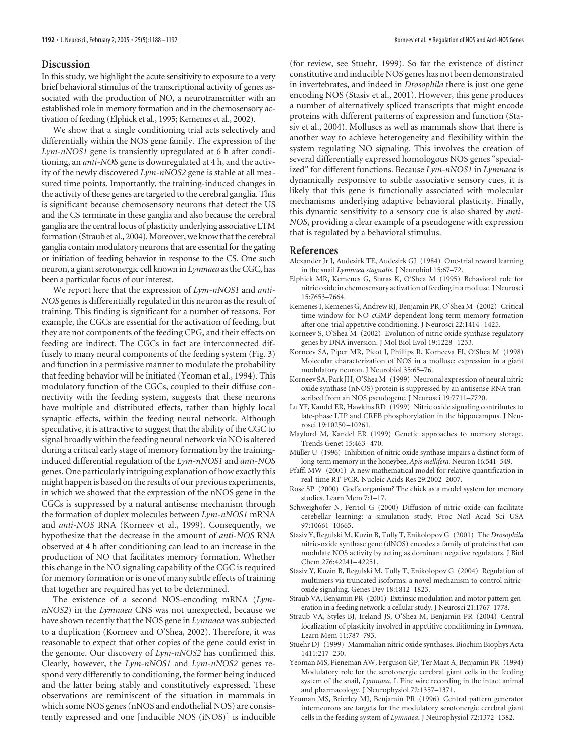## Discussion

In this study, we highlight the acute sensitivity to exposure to a very brief behavioral stimulus of the transcriptional activity of genes associated with the production of NO, a neurotransmitter with an established role in memory formation and in the chemosensory activation of feeding (Elphick et al., 1995; Kemenes et al., 2002).

We show that a single conditioning trial acts selectively and differentially within the NOS gene family. The expression of the *Lym-nNOS1* gene is transiently upregulated at 6 h after conditioning, an *anti-NOS* gene is downregulated at 4 h, and the activity of the newly discovered *Lym-nNOS2* gene is stable at all measured time points. Importantly, the training-induced changes in the activity of these genes are targeted to the cerebral ganglia. This is significant because chemosensory neurons that detect the US and the CS terminate in these ganglia and also because the cerebral ganglia are the central locus of plasticity underlying associative LTM formation (Straub et al., 2004). Moreover, we know that the cerebral ganglia contain modulatory neurons that are essential for the gating or initiation of feeding behavior in response to the CS. One such neuron, a giant serotonergic cell known in *Lymnaea* as the CGC, has been a particular focus of our interest.

We report here that the expression of *Lym-nNOS1* and *anti-NOS* genes is differentially regulated in this neuron as the result of training. This finding is significant for a number of reasons. For example, the CGCs are essential for the activation of feeding, but they are not components of the feeding CPG, and their effects on feeding are indirect. The CGCs in fact are interconnected diffusely to many neural components of the feeding system (Fig. 3) and function in a permissive manner to modulate the probability that feeding behavior will be initiated (Yeoman et al., 1994). This modulatory function of the CGCs, coupled to their diffuse connectivity with the feeding system, suggests that these neurons have multiple and distributed effects, rather than highly local synaptic effects, within the feeding neural network. Although speculative, it is attractive to suggest that the ability of the CGC to signal broadly within the feeding neural network via NO is altered during a critical early stage of memory formation by the training-induced differential regulation of the *Lym-nNOS1* and *anti-NOS* genes. One particularly intriguing explanation of how exactly this might happen is based on the results of our previous experiments, in which we showed that the expression of the nNOS gene in the CGCs is suppressed by a natural antisense mechanism through the formation of duplex molecules between *Lym-nNOS1* mRNA and *anti-NOS* RNA (Korneev et al., 1999). Consequently, we hypothesize that the decrease in the amount of *anti-NOS* RNA observed at 4 h after conditioning can lead to an increase in the production of NO that facilitates memory formation. Whether this change in the NO signaling capability of the CGC is required for memory formation or is one of many subtle effects of training that together are required has yet to be determined.

The existence of a second NOS-encoding mRNA (*Lym-nNOS2*) in the *Lymnaea* CNS was not unexpected, because we have shown recently that the NOS gene in *Lymnaea* was subjected to a duplication (Korneev and O'Shea, 2002). Therefore, it was reasonable to expect that other copies of the gene could exist in the genome. Our discovery of *Lym-nNOS2* has confirmed this. Clearly, however, the *Lym-nNOS1* and *Lym-nNOS2* genes respond very differently to conditioning, the former being induced and the latter being stably and constitutively expressed. These observations are reminiscent of the situation in mammals in which some NOS genes (nNOS and endothelial NOS) are consistently expressed and one [inducible NOS (iNOS)] is inducible (for review, see Stuehr, 1999). So far the existence of distinct constitutive and inducible NOS genes has not been demonstrated in invertebrates, and indeed in *Drosophila* there is just one gene encoding NOS (Stasiv et al., 2001). However, this gene produces a number of alternatively spliced transcripts that might encode proteins with different patterns of expression and function (Stasiv et al., 2004). Molluscs as well as mammals show that there is another way to achieve heterogeneity and flexibility within the system regulating NO signaling. This involves the creation of several differentially expressed homologous NOS genes "specialized" for different functions. Because *Lym-nNOS1* in *Lymnaea* is dynamically responsive to subtle associative sensory cues, it is likely that this gene is functionally associated with molecular mechanisms underlying adaptive behavioral plasticity. Finally, this dynamic sensitivity to a sensory cue is also shared by *anti-NOS*, providing a clear example of a pseudogene with expression that is regulated by a behavioral stimulus.

## References

Alexander Jr J, Audesirk TE, Audesirk GJ (1984) One-trial reward learning in the snail *Lymnaea stagnalis*. J Neurobiol 15:67–72.

Elphick MR, Kemenes G, Staras K, O'Shea M (1995) Behavioral role for nitric oxide in chemosensory activation of feeding in a mollusc. J Neurosci 15:7653–7664.

Kemenes I, Kemenes G, Andrew RJ, Benjamin PR, O'Shea M (2002) Critical time-window for NO-cGMP-dependent long-term memory formation after one-trial appetitive conditioning. J Neurosci 22:1414–1425.

Korneev S, O'Shea M (2002) Evolution of nitric oxide synthase regulatory genes by DNA inversion. J Mol Biol Evol 19:1228–1233.

Korneev SA, Piper MR, Picot J, Phillips R, Korneeva EI, O'Shea M (1998) Molecular characterization of NOS in a mollusc: expression in a giant modulatory neuron. J Neurobiol 35:65–76.

Korneev SA, Park JH, O'Shea M (1999) Neuronal expression of neural nitric oxide synthase (nNOS) protein is suppressed by an antisense RNA transcribed from an NOS pseudogene. J Neurosci 19:7711–7720.

Lu YF, Kandel ER, Hawkins RD (1999) Nitric oxide signaling contributes to late-phase LTP and CREB phosphorylation in the hippocampus. J Neurosci 19:10250–10261.

Mayford M, Kandel ER (1999) Genetic approaches to memory storage. Trends Genet 15:463–470.

Müller U (1996) Inhibition of nitric oxide synthase impairs a distinct form of long-term memory in the honeybee, *Apis mellifera*. Neuron 16:541–549.

Pfaffl MW (2001) A new mathematical model for relative quantification in real-time RT-PCR. Nucleic Acids Res 29:2002–2007.

Rose SP (2000) God's organism? The chick as a model system for memory studies. Learn Mem 7:1–17.

Schweighofer N, Ferriol G (2000) Diffusion of nitric oxide can facilitate cerebellar learning: a simulation study. Proc Natl Acad Sci USA 97:10661–10665.

Stasiv Y, Regulski M, Kuzin B, Tully T, Enikolopov G (2001) The *Drosophila* nitric-oxide synthase gene (dNOS) encodes a family of proteins that can modulate NOS activity by acting as dominant negative regulators. J Biol Chem 276:42241–42251.

Stasiv Y, Kuzin B, Regulski M, Tully T, Enikolopov G (2004) Regulation of multimers via truncated isoforms: a novel mechanism to control nitric-oxide signaling. Genes Dev 18:1812–1823.

Straub VA, Benjamin PR (2001) Extrinsic modulation and motor pattern generation in a feeding network: a cellular study. J Neurosci 21:1767–1778.

Straub VA, Styles BJ, Ireland JS, O'Shea M, Benjamin PR (2004) Central localization of plasticity involved in appetitive conditioning in *Lymnaea*. Learn Mem 11:787–793.

Stuehr DJ (1999) Mammalian nitric oxide synthases. Biochim Biophys Acta 1411:217–230.

Yeoman MS, Pieneman AW, Ferguson GP, Ter Maat A, Benjamin PR (1994) Modulatory role for the serotonergic cerebral giant cells in the feeding system of the snail, *Lymnaea*. I. Fine wire recording in the intact animal and pharmacology. J Neurophysiol 72:1357–1371.

Yeoman MS, Brierley MJ, Benjamin PR (1996) Central pattern generator interneurons are targets for the modulatory serotonergic cerebral giant cells in the feeding system of *Lymnaea*. J Neurophysiol 72:1372–1382.